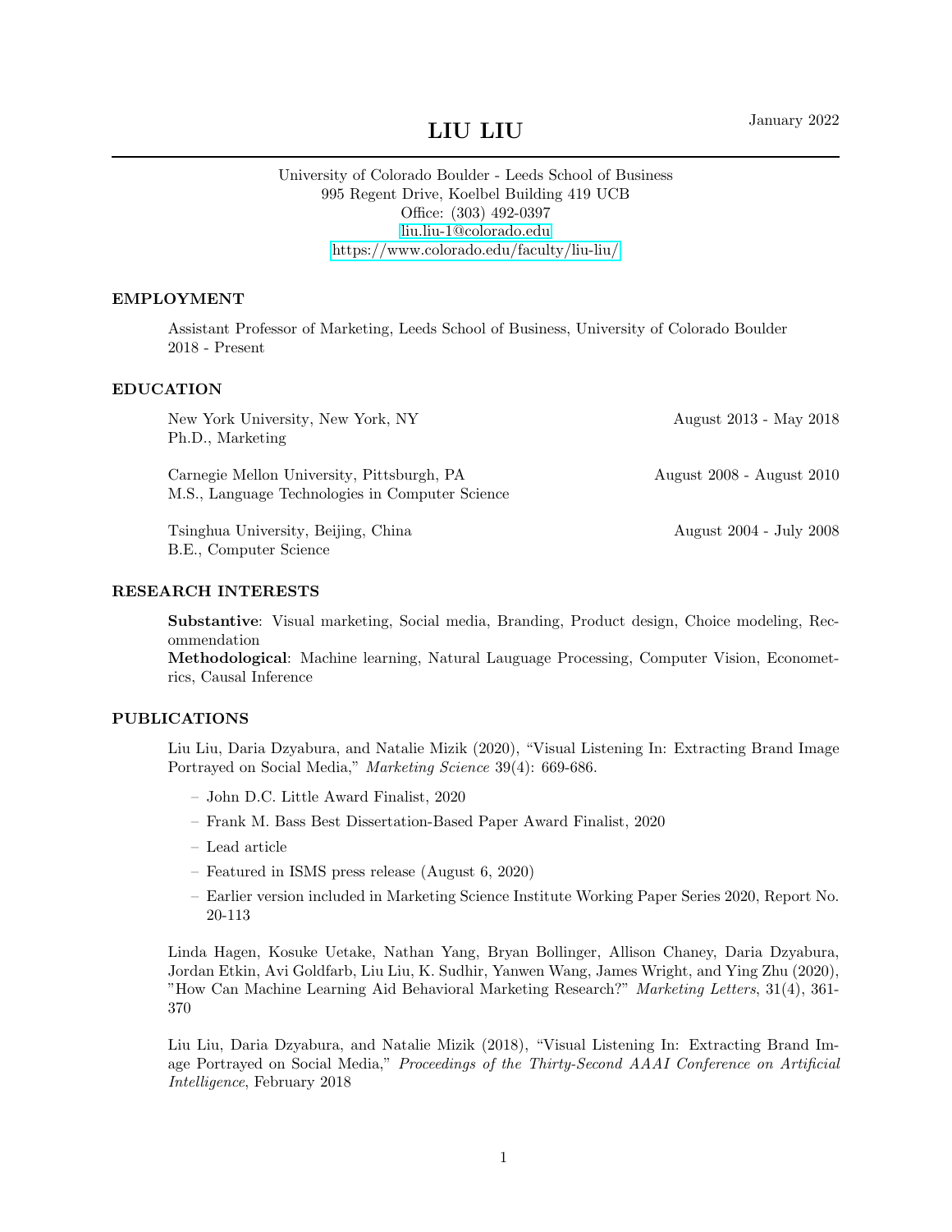January 2022

# LIU LIU

University of Colorado Boulder - Leeds School of Business
995 Regent Drive, Koelbel Building 419 UCB
Office: (303) 492-0397
liu.liu-1@colorado.edu
https://www.colorado.edu/faculty/liu-liu/

## EMPLOYMENT

Assistant Professor of Marketing, Leeds School of Business, University of Colorado Boulder
2018 - Present

## EDUCATION

New York University, New York, NY — August 2013 - May 2018
Ph.D., Marketing

Carnegie Mellon University, Pittsburgh, PA — August 2008 - August 2010
M.S., Language Technologies in Computer Science

Tsinghua University, Beijing, China — August 2004 - July 2008
B.E., Computer Science

## RESEARCH INTERESTS

**Substantive**: Visual marketing, Social media, Branding, Product design, Choice modeling, Recommendation
**Methodological**: Machine learning, Natural Lauguage Processing, Computer Vision, Econometrics, Causal Inference

## PUBLICATIONS

Liu Liu, Daria Dzyabura, and Natalie Mizik (2020), "Visual Listening In: Extracting Brand Image Portrayed on Social Media," *Marketing Science* 39(4): 669-686.

- John D.C. Little Award Finalist, 2020
- Frank M. Bass Best Dissertation-Based Paper Award Finalist, 2020
- Lead article
- Featured in ISMS press release (August 6, 2020)
- Earlier version included in Marketing Science Institute Working Paper Series 2020, Report No. 20-113

Linda Hagen, Kosuke Uetake, Nathan Yang, Bryan Bollinger, Allison Chaney, Daria Dzyabura, Jordan Etkin, Avi Goldfarb, Liu Liu, K. Sudhir, Yanwen Wang, James Wright, and Ying Zhu (2020), "How Can Machine Learning Aid Behavioral Marketing Research?" *Marketing Letters*, 31(4), 361-370

Liu Liu, Daria Dzyabura, and Natalie Mizik (2018), "Visual Listening In: Extracting Brand Image Portrayed on Social Media," *Proceedings of the Thirty-Second AAAI Conference on Artificial Intelligence*, February 2018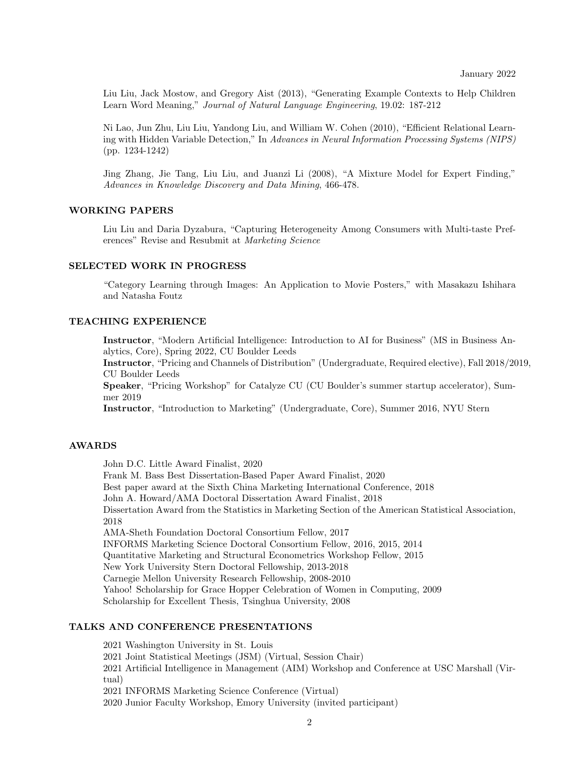January 2022

Liu Liu, Jack Mostow, and Gregory Aist (2013), "Generating Example Contexts to Help Children Learn Word Meaning," *Journal of Natural Language Engineering*, 19.02: 187-212

Ni Lao, Jun Zhu, Liu Liu, Yandong Liu, and William W. Cohen (2010), "Efficient Relational Learning with Hidden Variable Detection," In *Advances in Neural Information Processing Systems (NIPS)* (pp. 1234-1242)

Jing Zhang, Jie Tang, Liu Liu, and Juanzi Li (2008), "A Mixture Model for Expert Finding," *Advances in Knowledge Discovery and Data Mining*, 466-478.

## WORKING PAPERS

Liu Liu and Daria Dyzabura, "Capturing Heterogeneity Among Consumers with Multi-taste Preferences" Revise and Resubmit at *Marketing Science*

## SELECTED WORK IN PROGRESS

"Category Learning through Images: An Application to Movie Posters," with Masakazu Ishihara and Natasha Foutz

## TEACHING EXPERIENCE

**Instructor**, "Modern Artificial Intelligence: Introduction to AI for Business" (MS in Business Analytics, Core), Spring 2022, CU Boulder Leeds
**Instructor**, "Pricing and Channels of Distribution" (Undergraduate, Required elective), Fall 2018/2019, CU Boulder Leeds
**Speaker**, "Pricing Workshop" for Catalyze CU (CU Boulder's summer startup accelerator), Summer 2019
**Instructor**, "Introduction to Marketing" (Undergraduate, Core), Summer 2016, NYU Stern

## AWARDS

John D.C. Little Award Finalist, 2020
Frank M. Bass Best Dissertation-Based Paper Award Finalist, 2020
Best paper award at the Sixth China Marketing International Conference, 2018
John A. Howard/AMA Doctoral Dissertation Award Finalist, 2018
Dissertation Award from the Statistics in Marketing Section of the American Statistical Association, 2018
AMA-Sheth Foundation Doctoral Consortium Fellow, 2017
INFORMS Marketing Science Doctoral Consortium Fellow, 2016, 2015, 2014
Quantitative Marketing and Structural Econometrics Workshop Fellow, 2015
New York University Stern Doctoral Fellowship, 2013-2018
Carnegie Mellon University Research Fellowship, 2008-2010
Yahoo! Scholarship for Grace Hopper Celebration of Women in Computing, 2009
Scholarship for Excellent Thesis, Tsinghua University, 2008

## TALKS AND CONFERENCE PRESENTATIONS

2021 Washington University in St. Louis
2021 Joint Statistical Meetings (JSM) (Virtual, Session Chair)
2021 Artificial Intelligence in Management (AIM) Workshop and Conference at USC Marshall (Virtual)
2021 INFORMS Marketing Science Conference (Virtual)
2020 Junior Faculty Workshop, Emory University (invited participant)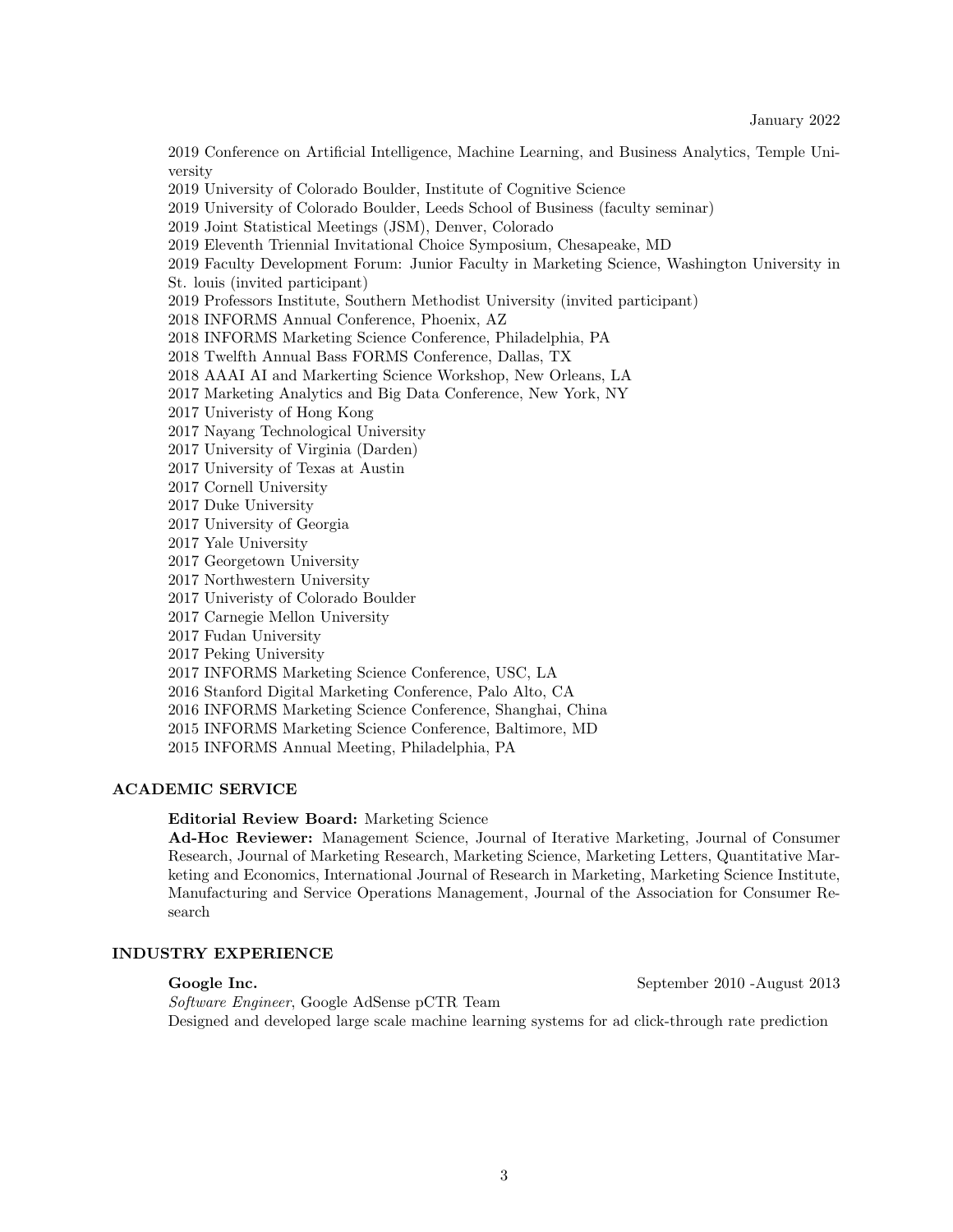2019 Conference on Artificial Intelligence, Machine Learning, and Business Analytics, Temple University
2019 University of Colorado Boulder, Institute of Cognitive Science
2019 University of Colorado Boulder, Leeds School of Business (faculty seminar)
2019 Joint Statistical Meetings (JSM), Denver, Colorado
2019 Eleventh Triennial Invitational Choice Symposium, Chesapeake, MD
2019 Faculty Development Forum: Junior Faculty in Marketing Science, Washington University in St. louis (invited participant)
2019 Professors Institute, Southern Methodist University (invited participant)
2018 INFORMS Annual Conference, Phoenix, AZ
2018 INFORMS Marketing Science Conference, Philadelphia, PA
2018 Twelfth Annual Bass FORMS Conference, Dallas, TX
2018 AAAI AI and Markerting Science Workshop, New Orleans, LA
2017 Marketing Analytics and Big Data Conference, New York, NY
2017 Univeristy of Hong Kong
2017 Nayang Technological University
2017 University of Virginia (Darden)
2017 University of Texas at Austin
2017 Cornell University
2017 Duke University
2017 University of Georgia
2017 Yale University
2017 Georgetown University
2017 Northwestern University
2017 Univeristy of Colorado Boulder
2017 Carnegie Mellon University
2017 Fudan University
2017 Peking University
2017 INFORMS Marketing Science Conference, USC, LA
2016 Stanford Digital Marketing Conference, Palo Alto, CA
2016 INFORMS Marketing Science Conference, Shanghai, China
2015 INFORMS Marketing Science Conference, Baltimore, MD
2015 INFORMS Annual Meeting, Philadelphia, PA

## ACADEMIC SERVICE

**Editorial Review Board:** Marketing Science
**Ad-Hoc Reviewer:** Management Science, Journal of Iterative Marketing, Journal of Consumer Research, Journal of Marketing Research, Marketing Science, Marketing Letters, Quantitative Marketing and Economics, International Journal of Research in Marketing, Marketing Science Institute, Manufacturing and Service Operations Management, Journal of the Association for Consumer Research

## INDUSTRY EXPERIENCE

**Google Inc.** September 2010 -August 2013
*Software Engineer*, Google AdSense pCTR Team
Designed and developed large scale machine learning systems for ad click-through rate prediction